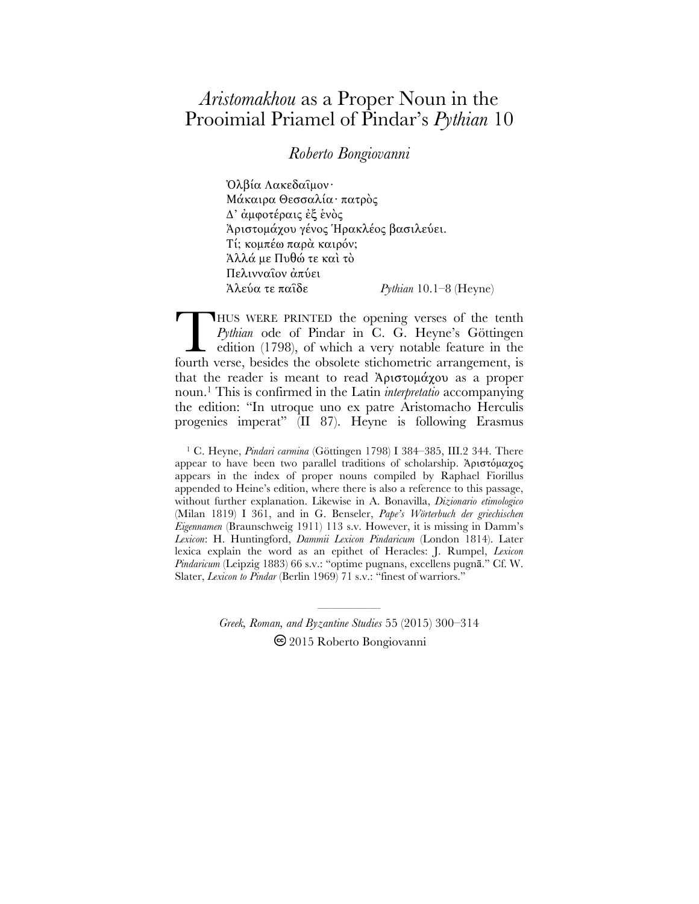# *Aristomakhou* as a Proper Noun in the Prooimial Priamel of Pindar's *Pythian* 10

*Roberto Bongiovanni*

Ὀλβία Λακεδαῖμον·
Μάκαιρα Θεσσαλία· πατρὸς
Δ' ἀμφοτέραις ἐξ ἑνὸς
Ἀριστομάχου γένος Ἡρακλέος βασιλεύει.
Τί; κομπέω παρὰ καιρόν;
Ἀλλά με Πυθώ τε καὶ τὸ
Πελινναῖον ἀπύει
Ἀλεύα τε παῖδε *Pythian* 10.1–8 (Heyne)

THUS WERE PRINTED the opening verses of the tenth *Pythian* ode of Pindar in C. G. Heyne's Göttingen edition (1798), of which a very notable feature in the fourth verse, besides the obsolete stichometric arrangement, is that the reader is meant to read Ἀριστομάχου as a proper noun.[1] This is confirmed in the Latin *interpretatio* accompanying the edition: "In utroque uno ex patre Aristomacho Herculis progenies imperat" (II 87). Heyne is following Erasmus

[1] C. Heyne, *Pindari carmina* (Göttingen 1798) I 384–385, III.2 344. There appear to have been two parallel traditions of scholarship. Ἀριστόμαχος appears in the index of proper nouns compiled by Raphael Fiorillus appended to Heine's edition, where there is also a reference to this passage, without further explanation. Likewise in A. Bonavilla, *Dizionario etimologico* (Milan 1819) I 361, and in G. Benseler, *Pape's Wörterbuch der griechischen Eigennamen* (Braunschweig 1911) 113 s.v. However, it is missing in Damm's *Lexicon*: H. Huntingford, *Dammii Lexicon Pindaricum* (London 1814). Later lexica explain the word as an epithet of Heracles: J. Rumpel, *Lexicon Pindaricum* (Leipzig 1883) 66 s.v.: "optime pugnans, excellens pugnā." Cf. W. Slater, *Lexicon to Pindar* (Berlin 1969) 71 s.v.: "finest of warriors."

*Greek, Roman, and Byzantine Studies* 55 (2015) 300–314
© 2015 Roberto Bongiovanni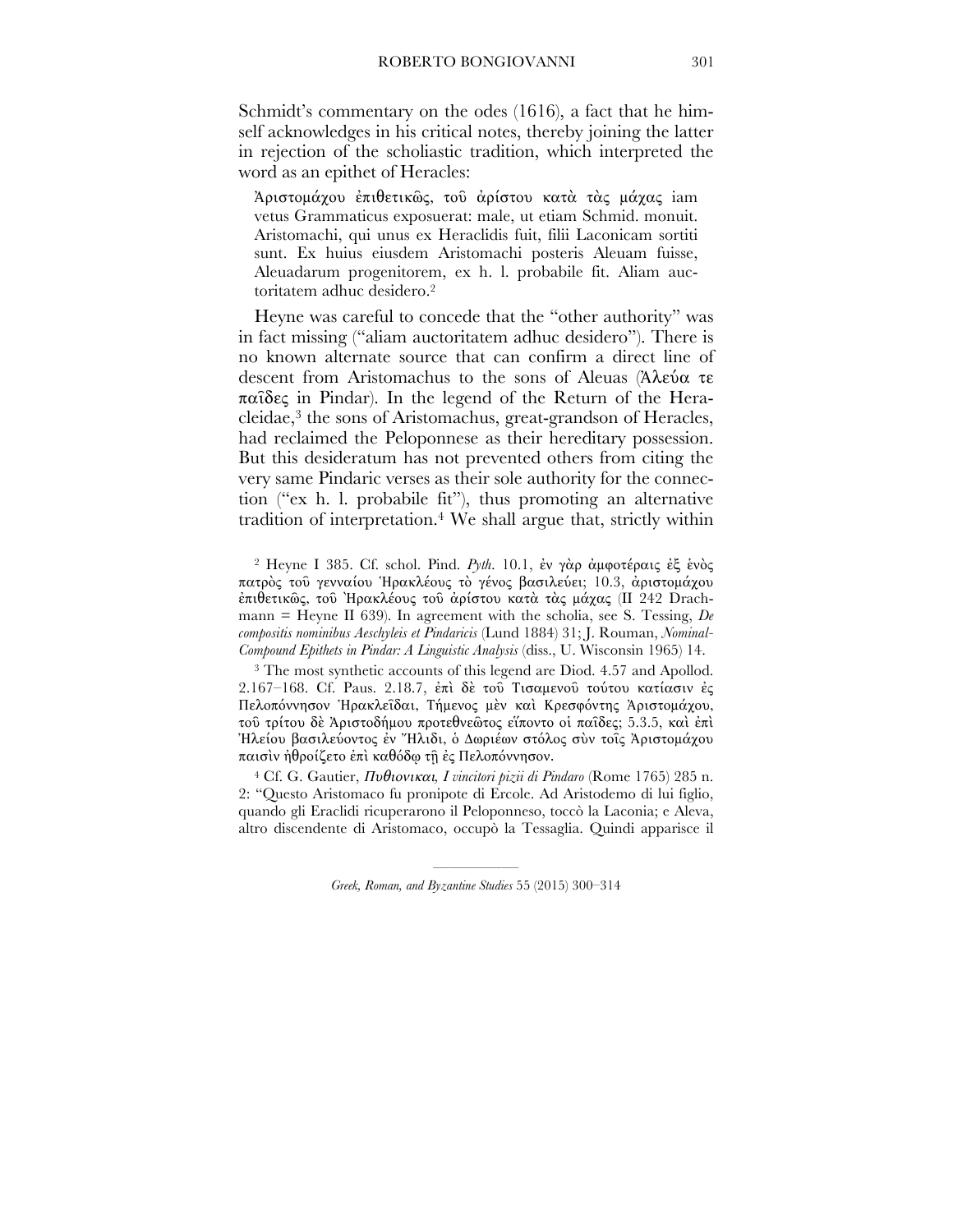Schmidt's commentary on the odes (1616), a fact that he himself acknowledges in his critical notes, thereby joining the latter in rejection of the scholiastic tradition, which interpreted the word as an epithet of Heracles:

> Ἀριστομάχου ἐπιθετικῶς, τοῦ ἀρίστου κατὰ τὰς μάχας iam vetus Grammaticus exposuerat: male, ut etiam Schmid. monuit. Aristomachi, qui unus ex Heraclidis fuit, filii Laconicam sortiti sunt. Ex huius eiusdem Aristomachi posteris Aleuam fuisse, Aleuadarum progenitorem, ex h. l. probabile fit. Aliam auctoritatem adhuc desidero.[2]

Heyne was careful to concede that the "other authority" was in fact missing ("aliam auctoritatem adhuc desidero"). There is no known alternate source that can confirm a direct line of descent from Aristomachus to the sons of Aleuas (Ἀλεύα τε παῖδες in Pindar). In the legend of the Return of the Heracleidae,[3] the sons of Aristomachus, great-grandson of Heracles, had reclaimed the Peloponnese as their hereditary possession. But this desideratum has not prevented others from citing the very same Pindaric verses as their sole authority for the connection ("ex h. l. probabile fit"), thus promoting an alternative tradition of interpretation.[4] We shall argue that, strictly within

---

[2] Heyne I 385. Cf. schol. Pind. *Pyth.* 10.1, ἐν γὰρ ἀμφοτέραις ἐξ ἑνὸς πατρὸς τοῦ γενναίου Ἡρακλέους τὸ γένος βασιλεύει; 10.3, ἀριστομάχου ἐπιθετικῶς, τοῦ Ἡρακλέους τοῦ ἀρίστου κατὰ τὰς μάχας (II 242 Drachmann = Heyne II 639). In agreement with the scholia, see S. Tessing, *De compositis nominibus Aeschyleis et Pindaricis* (Lund 1884) 31; J. Rouman, *Nominal-Compound Epithets in Pindar: A Linguistic Analysis* (diss., U. Wisconsin 1965) 14.

[3] The most synthetic accounts of this legend are Diod. 4.57 and Apollod. 2.167–168. Cf. Paus. 2.18.7, ἐπὶ δὲ τοῦ Τισαμενοῦ τούτου κατίασιν ἐς Πελοπόννησον Ἡρακλεῖδαι, Τήμενος μὲν καὶ Κρεσφόντης Ἀριστομάχου, τοῦ τρίτου δὲ Ἀριστοδήμου προτεθνεῶτος εἵποντο οἱ παῖδες; 5.3.5, καὶ ἐπὶ Ἠλείου βασιλεύοντος ἐν Ἤλιδι, ὁ Δωριέων στόλος σὺν τοῖς Ἀριστομάχου παισὶν ἠθροίζετο ἐπὶ καθόδῳ τῇ ἐς Πελοπόννησον.

[4] Cf. G. Gautier, *Πυθιονικαι, I vincitori pizii di Pindaro* (Rome 1765) 285 n. 2: "Questo Aristomaco fu pronipote di Ercole. Ad Aristodemo di lui figlio, quando gli Eraclidi ricuperarono il Peloponneso, toccò la Laconia; e Aleva, altro discendente di Aristomaco, occupò la Tessaglia. Quindi apparisce il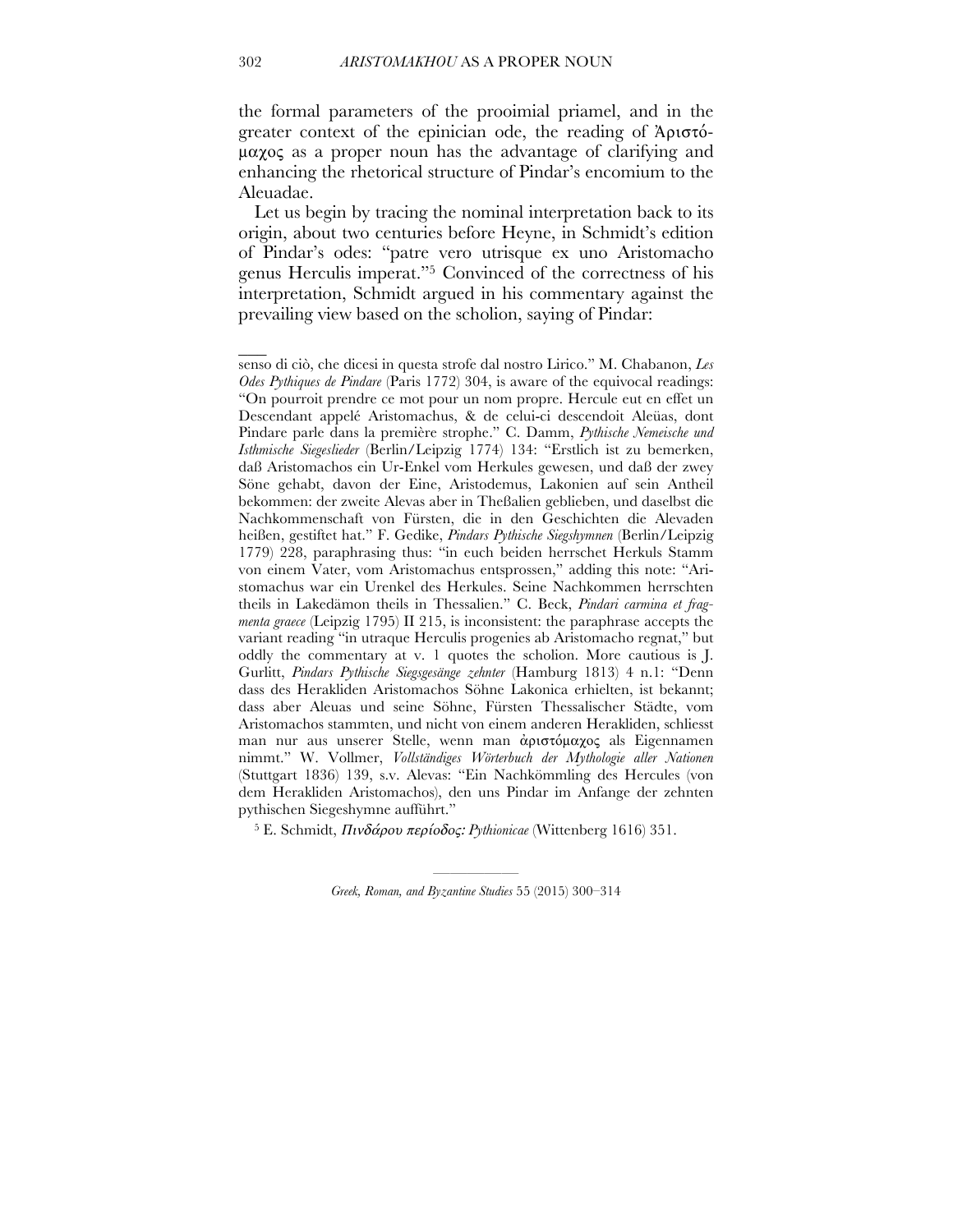the formal parameters of the prooimial priamel, and in the greater context of the epinician ode, the reading of Ἀριστόμαχος as a proper noun has the advantage of clarifying and enhancing the rhetorical structure of Pindar's encomium to the Aleuadae.

Let us begin by tracing the nominal interpretation back to its origin, about two centuries before Heyne, in Schmidt's edition of Pindar's odes: "patre vero utrisque ex uno Aristomacho genus Herculis imperat."[5] Convinced of the correctness of his interpretation, Schmidt argued in his commentary against the prevailing view based on the scholion, saying of Pindar:

---

senso di ciò, che dicesi in questa strofe dal nostro Lirico." M. Chabanon, *Les Odes Pythiques de Pindare* (Paris 1772) 304, is aware of the equivocal readings: "On pourroit prendre ce mot pour un nom propre. Hercule eut en effet un Descendant appelé Aristomachus, & de celui-ci descendoit Aleüas, dont Pindare parle dans la première strophe." C. Damm, *Pythische Nemeische und Isthmische Siegeslieder* (Berlin/Leipzig 1774) 134: "Erstlich ist zu bemerken, daß Aristomachos ein Ur-Enkel vom Herkules gewesen, und daß der zwey Söne gehabt, davon der Eine, Aristodemus, Lakonien auf sein Antheil bekommen: der zweite Alevas aber in Theßalien geblieben, und daselbst die Nachkommenschaft von Fürsten, die in den Geschichten die Alevaden heißen, gestiftet hat." F. Gedike, *Pindars Pythische Siegshymnen* (Berlin/Leipzig 1779) 228, paraphrasing thus: "in euch beiden herrschet Herkuls Stamm von einem Vater, vom Aristomachus entsprossen," adding this note: "Aristomachus war ein Urenkel des Herkules. Seine Nachkommen herrschten theils in Lakedämon theils in Thessalien." C. Beck, *Pindari carmina et fragmenta graece* (Leipzig 1795) II 215, is inconsistent: the paraphrase accepts the variant reading "in utraque Herculis progenies ab Aristomacho regnat," but oddly the commentary at v. 1 quotes the scholion. More cautious is J. Gurlitt, *Pindars Pythische Siegsgesänge zehnter* (Hamburg 1813) 4 n.1: "Denn dass des Herakliden Aristomachos Söhne Lakonica erhielten, ist bekannt; dass aber Aleuas und seine Söhne, Fürsten Thessalischer Städte, vom Aristomachos stammten, und nicht von einem anderen Herakliden, schliesst man nur aus unserer Stelle, wenn man ἀριστόμαχος als Eigennamen nimmt." W. Vollmer, *Vollständiges Wörterbuch der Mythologie aller Nationen* (Stuttgart 1836) 139, s.v. Alevas: "Ein Nachkömmling des Hercules (von dem Herakliden Aristomachos), den uns Pindar im Anfange der zehnten pythischen Siegeshymne aufführt."

[5] E. Schmidt, *Πινδάρου περίοδος: Pythionicae* (Wittenberg 1616) 351.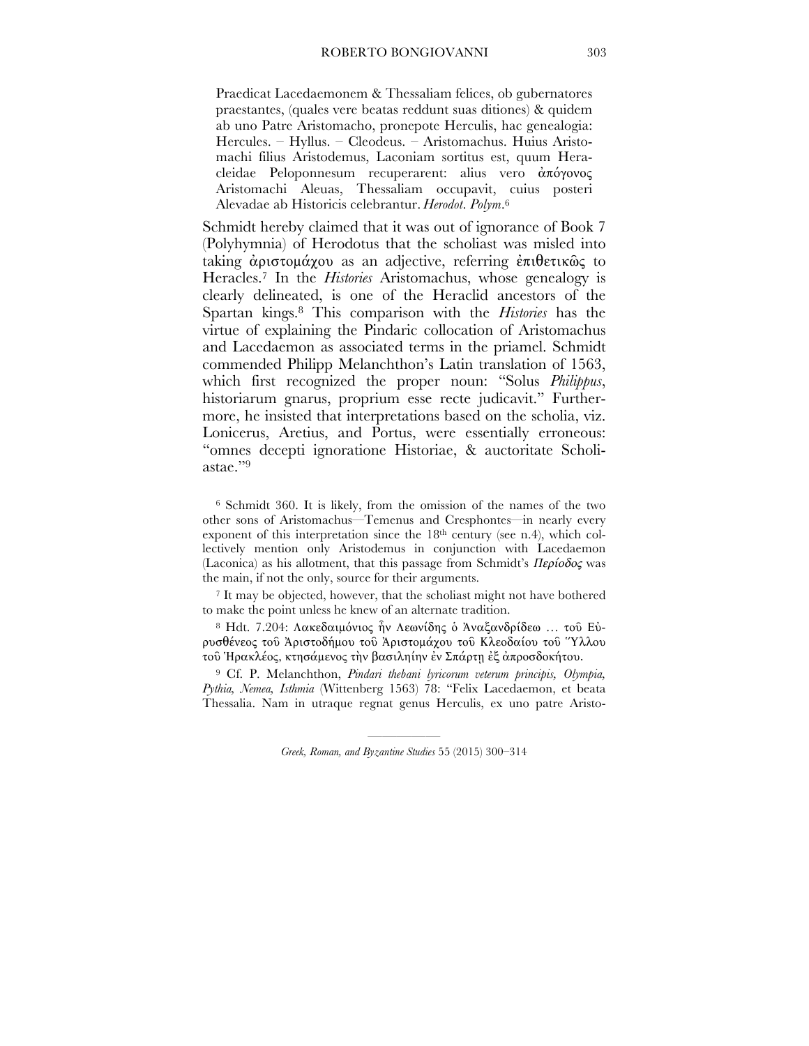> Praedicat Lacedaemonem & Thessaliam felices, ob gubernatores praestantes, (quales vere beatas reddunt suas ditiones) & quidem ab uno Patre Aristomacho, pronepote Herculis, hac genealogia: Hercules. – Hyllus. – Cleodeus. – Aristomachus. Huius Aristomachi filius Aristodemus, Laconiam sortitus est, quum Heracleidae Peloponnesum recuperarent: alius vero ἀπόγονος Aristomachi Aleuas, Thessaliam occupavit, cuius posteri Alevadae ab Historicis celebrantur. *Herodot. Polym.*[6]

Schmidt hereby claimed that it was out of ignorance of Book 7 (Polyhymnia) of Herodotus that the scholiast was misled into taking ἀριστομάχου as an adjective, referring ἐπιθετικῶς to Heracles.[7] In the *Histories* Aristomachus, whose genealogy is clearly delineated, is one of the Heraclid ancestors of the Spartan kings.[8] This comparison with the *Histories* has the virtue of explaining the Pindaric collocation of Aristomachus and Lacedaemon as associated terms in the priamel. Schmidt commended Philipp Melanchthon's Latin translation of 1563, which first recognized the proper noun: "Solus *Philippus*, historiarum gnarus, proprium esse recte judicavit." Furthermore, he insisted that interpretations based on the scholia, viz. Lonicerus, Aretius, and Portus, were essentially erroneous: "omnes decepti ignoratione Historiae, & auctoritate Scholiastae."[9]

[6] Schmidt 360. It is likely, from the omission of the names of the two other sons of Aristomachus—Temenus and Cresphontes—in nearly every exponent of this interpretation since the 18th century (see n.4), which collectively mention only Aristodemus in conjunction with Lacedaemon (Laconica) as his allotment, that this passage from Schmidt's *Περίοδος* was the main, if not the only, source for their arguments.

[7] It may be objected, however, that the scholiast might not have bothered to make the point unless he knew of an alternate tradition.

[8] Hdt. 7.204: Λακεδαιμόνιος ἦν Λεωνίδης ὁ Ἀναξανδρίδεω … τοῦ Εὐρυσθένεος τοῦ Ἀριστοδήμου τοῦ Ἀριστομάχου τοῦ Κλεοδαίου τοῦ Ὕλλου τοῦ Ἡρακλέος, κτησάμενος τὴν βασιληίην ἐν Σπάρτῃ ἐξ ἀπροσδοκήτου.

[9] Cf. P. Melanchthon, *Pindari thebani lyricorum veterum principis, Olympia, Pythia, Nemea, Isthmia* (Wittenberg 1563) 78: "Felix Lacedaemon, et beata Thessalia. Nam in utraque regnat genus Herculis, ex uno patre Aristo-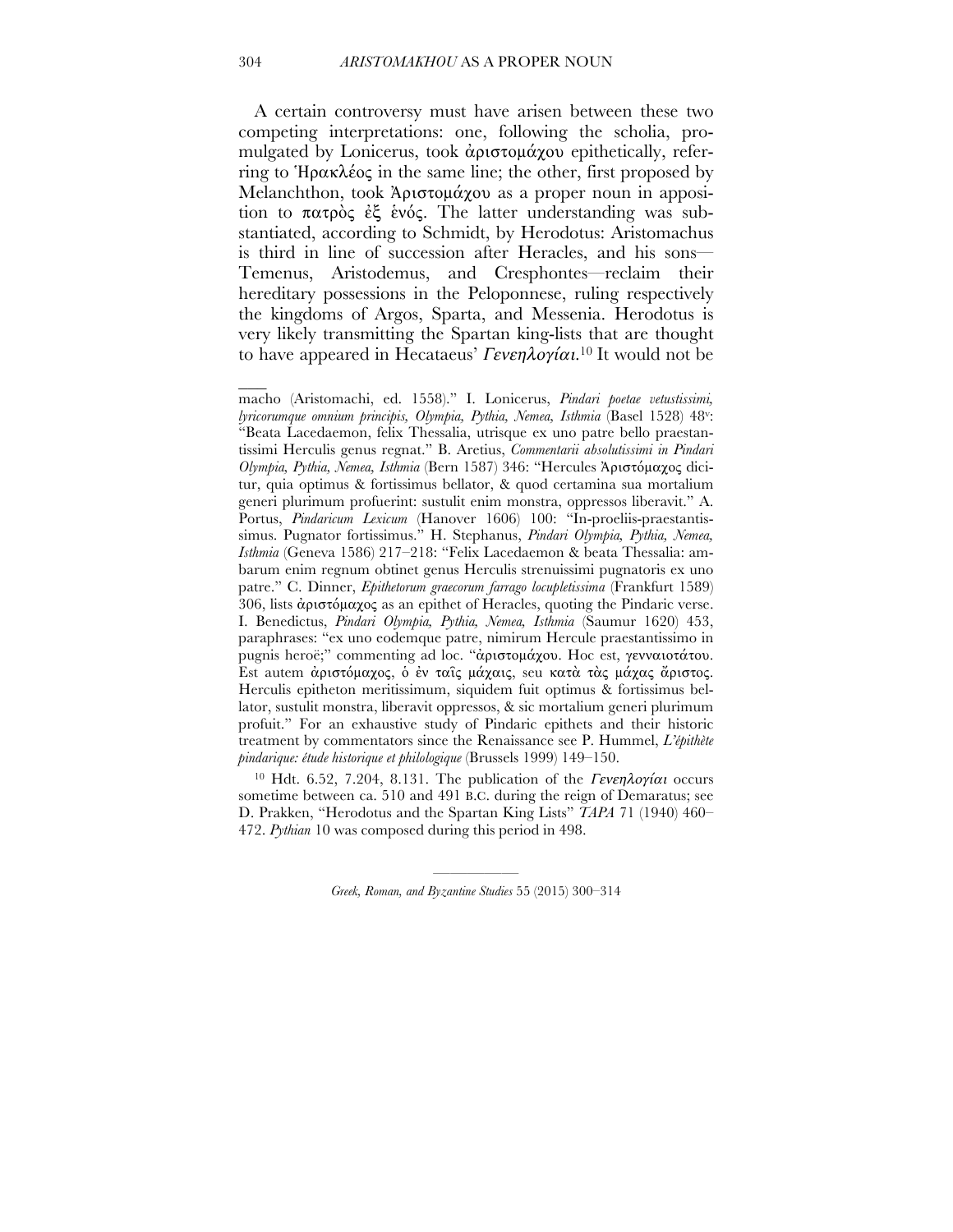A certain controversy must have arisen between these two competing interpretations: one, following the scholia, promulgated by Lonicerus, took ἀριστομάχου epithetically, referring to Ἡρακλέος in the same line; the other, first proposed by Melanchthon, took Ἀριστομάχου as a proper noun in apposition to πατρὸς ἐξ ἑνός. The latter understanding was substantiated, according to Schmidt, by Herodotus: Aristomachus is third in line of succession after Heracles, and his sons—Temenus, Aristodemus, and Cresphontes—reclaim their hereditary possessions in the Peloponnese, ruling respectively the kingdoms of Argos, Sparta, and Messenia. Herodotus is very likely transmitting the Spartan king-lists that are thought to have appeared in Hecataeus' *Γενεηλογίαι*.[10] It would not be

---

macho (Aristomachi, ed. 1558)." I. Lonicerus, *Pindari poetae vetustissimi, lyricorumque omnium principis, Olympia, Pythia, Nemea, Isthmia* (Basel 1528) 48v: "Beata Lacedaemon, felix Thessalia, utrisque ex uno patre bello praestantissimi Herculis genus regnat." B. Aretius, *Commentarii absolutissimi in Pindari Olympia, Pythia, Nemea, Isthmia* (Bern 1587) 346: "Hercules Ἀριστόμαχος dicitur, quia optimus & fortissimus bellator, & quod certamina sua mortalium generi plurimum profuerint: sustulit enim monstra, oppressos liberavit." A. Portus, *Pindaricum Lexicum* (Hanover 1606) 100: "In-proeliis-praestantissimus. Pugnator fortissimus." H. Stephanus, *Pindari Olympia, Pythia, Nemea, Isthmia* (Geneva 1586) 217–218: "Felix Lacedaemon & beata Thessalia: ambarum enim regnum obtinet genus Herculis strenuissimi pugnatoris ex uno patre." C. Dinner, *Epithetorum graecorum farrago locupletissima* (Frankfurt 1589) 306, lists ἀριστόμαχος as an epithet of Heracles, quoting the Pindaric verse. I. Benedictus, *Pindari Olympia, Pythia, Nemea, Isthmia* (Saumur 1620) 453, paraphrases: "ex uno eodemque patre, nimirum Hercule praestantissimo in pugnis heroë;" commenting ad loc. "ἀριστομάχου. Hoc est, γενναιοτάτου. Est autem ἀριστόμαχος, ὁ ἐν ταῖς μάχαις, seu κατὰ τὰς μάχας ἄριστος. Herculis epitheton meritissimum, siquidem fuit optimus & fortissimus bellator, sustulit monstra, liberavit oppressos, & sic mortalium generi plurimum profuit." For an exhaustive study of Pindaric epithets and their historic treatment by commentators since the Renaissance see P. Hummel, *L'épithète pindarique: étude historique et philologique* (Brussels 1999) 149–150.

[10] Hdt. 6.52, 7.204, 8.131. The publication of the *Γενεηλογίαι* occurs sometime between ca. 510 and 491 B.C. during the reign of Demaratus; see D. Prakken, "Herodotus and the Spartan King Lists" *TAPA* 71 (1940) 460–472. *Pythian* 10 was composed during this period in 498.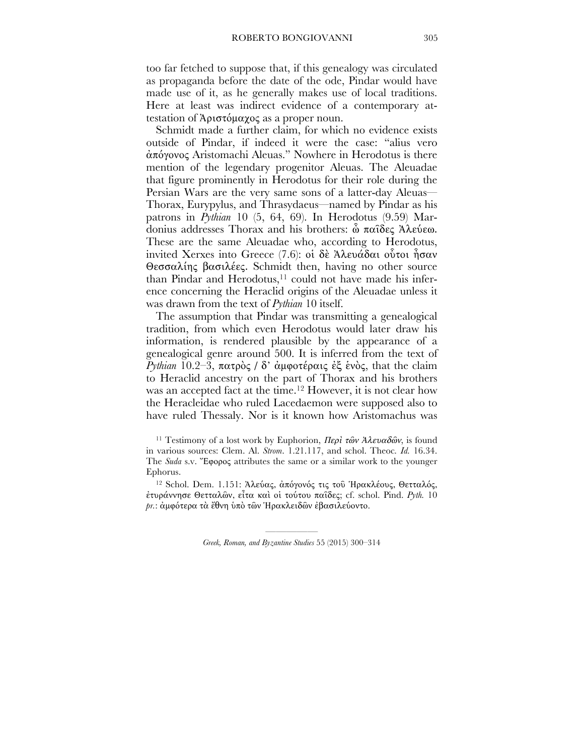too far fetched to suppose that, if this genealogy was circulated as propaganda before the date of the ode, Pindar would have made use of it, as he generally makes use of local traditions. Here at least was indirect evidence of a contemporary attestation of Ἀριστόμαχος as a proper noun.

Schmidt made a further claim, for which no evidence exists outside of Pindar, if indeed it were the case: "alius vero ἀπόγονος Aristomachi Aleuas." Nowhere in Herodotus is there mention of the legendary progenitor Aleuas. The Aleuadae that figure prominently in Herodotus for their role during the Persian Wars are the very same sons of a latter-day Aleuas—Thorax, Eurypylus, and Thrasydaeus—named by Pindar as his patrons in *Pythian* 10 (5, 64, 69). In Herodotus (9.59) Mardonius addresses Thorax and his brothers: ὦ παῖδες Ἀλεύεω. These are the same Aleuadae who, according to Herodotus, invited Xerxes into Greece (7.6): οἱ δὲ Ἀλευάδαι οὗτοι ἦσαν Θεσσαλίης βασιλέες. Schmidt then, having no other source than Pindar and Herodotus,[11] could not have made his inference concerning the Heraclid origins of the Aleuadae unless it was drawn from the text of *Pythian* 10 itself.

The assumption that Pindar was transmitting a genealogical tradition, from which even Herodotus would later draw his information, is rendered plausible by the appearance of a genealogical genre around 500. It is inferred from the text of *Pythian* 10.2–3, πατρὸς / δ᾽ ἀμφοτέραις ἐξ ἑνὸς, that the claim to Heraclid ancestry on the part of Thorax and his brothers was an accepted fact at the time.[12] However, it is not clear how the Heracleidae who ruled Lacedaemon were supposed also to have ruled Thessaly. Nor is it known how Aristomachus was

[11] Testimony of a lost work by Euphorion, *Περὶ τῶν Ἀλευαδῶν*, is found in various sources: Clem. Al. *Strom*. 1.21.117, and schol. Theoc. *Id.* 16.34. The *Suda* s.v. Ἔφορος attributes the same or a similar work to the younger Ephorus.

[12] Schol. Dem. 1.151: Ἀλεύας, ἀπόγονός τις τοῦ Ἡρακλέους, Θετταλός, ἐτυράννησε Θετταλῶν, εἶτα καὶ οἱ τούτου παῖδες; cf. schol. Pind. *Pyth.* 10 *pr.*: ἀμφότερα τὰ ἔθνη ὑπὸ τῶν Ἡρακλειδῶν ἐβασιλεύοντο.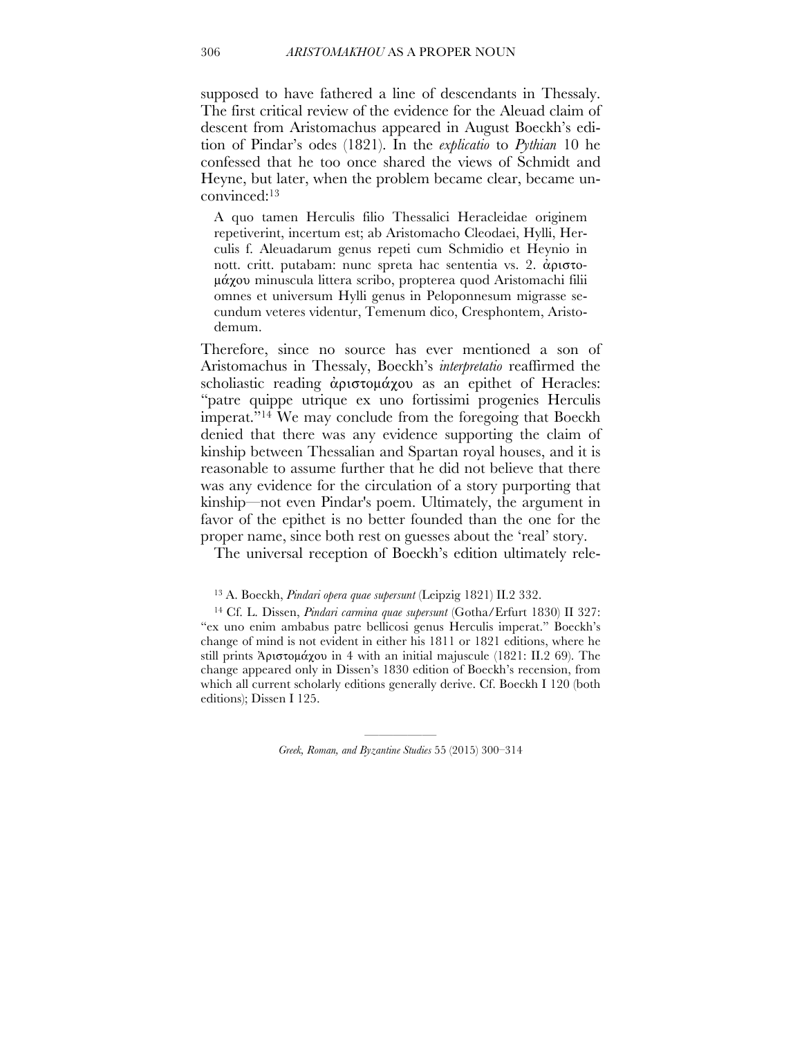supposed to have fathered a line of descendants in Thessaly. The first critical review of the evidence for the Aleuad claim of descent from Aristomachus appeared in August Boeckh's edition of Pindar's odes (1821). In the *explicatio* to *Pythian* 10 he confessed that he too once shared the views of Schmidt and Heyne, but later, when the problem became clear, became unconvinced:[13]

> A quo tamen Herculis filio Thessalici Heracleidae originem repetiverint, incertum est; ab Aristomacho Cleodaei, Hylli, Herculis f. Aleuadarum genus repeti cum Schmidio et Heynio in nott. critt. putabam: nunc spreta hac sententia vs. 2. ἀριστομάχου minuscula littera scribo, propterea quod Aristomachi filii omnes et universum Hylli genus in Peloponnesum migrasse secundum veteres videntur, Temenum dico, Cresphontem, Aristodemum.

Therefore, since no source has ever mentioned a son of Aristomachus in Thessaly, Boeckh's *interpretatio* reaffirmed the scholiastic reading ἀριστομάχου as an epithet of Heracles: "patre quippe utrique ex uno fortissimi progenies Herculis imperat."[14] We may conclude from the foregoing that Boeckh denied that there was any evidence supporting the claim of kinship between Thessalian and Spartan royal houses, and it is reasonable to assume further that he did not believe that there was any evidence for the circulation of a story purporting that kinship—not even Pindar's poem. Ultimately, the argument in favor of the epithet is no better founded than the one for the proper name, since both rest on guesses about the 'real' story.

The universal reception of Boeckh's edition ultimately rele-

[13] A. Boeckh, *Pindari opera quae supersunt* (Leipzig 1821) II.2 332.

[14] Cf. L. Dissen, *Pindari carmina quae supersunt* (Gotha/Erfurt 1830) II 327: "ex uno enim ambabus patre bellicosi genus Herculis imperat." Boeckh's change of mind is not evident in either his 1811 or 1821 editions, where he still prints Ἀριστομάχου in 4 with an initial majuscule (1821: II.2 69). The change appeared only in Dissen's 1830 edition of Boeckh's recension, from which all current scholarly editions generally derive. Cf. Boeckh I 120 (both editions); Dissen I 125.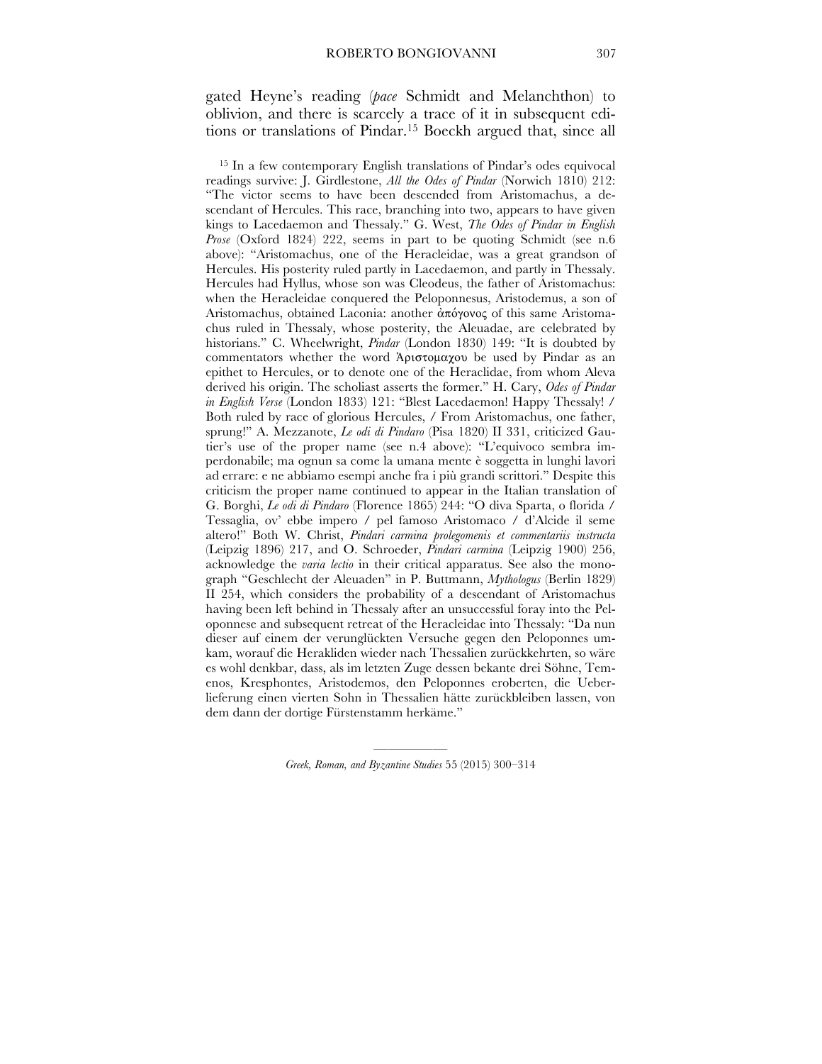gated Heyne's reading (*pace* Schmidt and Melanchthon) to oblivion, and there is scarcely a trace of it in subsequent editions or translations of Pindar.[15] Boeckh argued that, since all

[15] In a few contemporary English translations of Pindar's odes equivocal readings survive: J. Girdlestone, *All the Odes of Pindar* (Norwich 1810) 212: "The victor seems to have been descended from Aristomachus, a descendant of Hercules. This race, branching into two, appears to have given kings to Lacedaemon and Thessaly." G. West, *The Odes of Pindar in English Prose* (Oxford 1824) 222, seems in part to be quoting Schmidt (see n.6 above): "Aristomachus, one of the Heracleidae, was a great grandson of Hercules. His posterity ruled partly in Lacedaemon, and partly in Thessaly. Hercules had Hyllus, whose son was Cleodeus, the father of Aristomachus: when the Heracleidae conquered the Peloponnesus, Aristodemus, a son of Aristomachus, obtained Laconia: another ἀπόγονος of this same Aristomachus ruled in Thessaly, whose posterity, the Aleuadae, are celebrated by historians." C. Wheelwright, *Pindar* (London 1830) 149: "It is doubted by commentators whether the word Ἀριστομαχου be used by Pindar as an epithet to Hercules, or to denote one of the Heraclidae, from whom Aleva derived his origin. The scholiast asserts the former." H. Cary, *Odes of Pindar in English Verse* (London 1833) 121: "Blest Lacedaemon! Happy Thessaly! / Both ruled by race of glorious Hercules, / From Aristomachus, one father, sprung!" A. Mezzanote, *Le odi di Pindaro* (Pisa 1820) II 331, criticized Gautier's use of the proper name (see n.4 above): "L'equivoco sembra imperdonabile; ma ognun sa come la umana mente è soggetta in lunghi lavori ad errare: e ne abbiamo esempi anche fra i più grandi scrittori." Despite this criticism the proper name continued to appear in the Italian translation of G. Borghi, *Le odi di Pindaro* (Florence 1865) 244: "O diva Sparta, o florida / Tessaglia, ov' ebbe impero / pel famoso Aristomaco / d'Alcide il seme altero!" Both W. Christ, *Pindari carmina prolegomenis et commentariis instructa* (Leipzig 1896) 217, and O. Schroeder, *Pindari carmina* (Leipzig 1900) 256, acknowledge the *varia lectio* in their critical apparatus. See also the monograph "Geschlecht der Aleuaden" in P. Buttmann, *Mythologus* (Berlin 1829) II 254, which considers the probability of a descendant of Aristomachus having been left behind in Thessaly after an unsuccessful foray into the Peloponnese and subsequent retreat of the Heracleidae into Thessaly: "Da nun dieser auf einem der verunglückten Versuche gegen den Peloponnes umkam, worauf die Herakliden wieder nach Thessalien zurückkehrten, so wäre es wohl denkbar, dass, als im letzten Zuge dessen bekante drei Söhne, Temenos, Kresphontes, Aristodemos, den Peloponnes eroberten, die Ueberlieferung einen vierten Sohn in Thessalien hätte zurückbleiben lassen, von dem dann der dortige Fürstenstamm herkäme."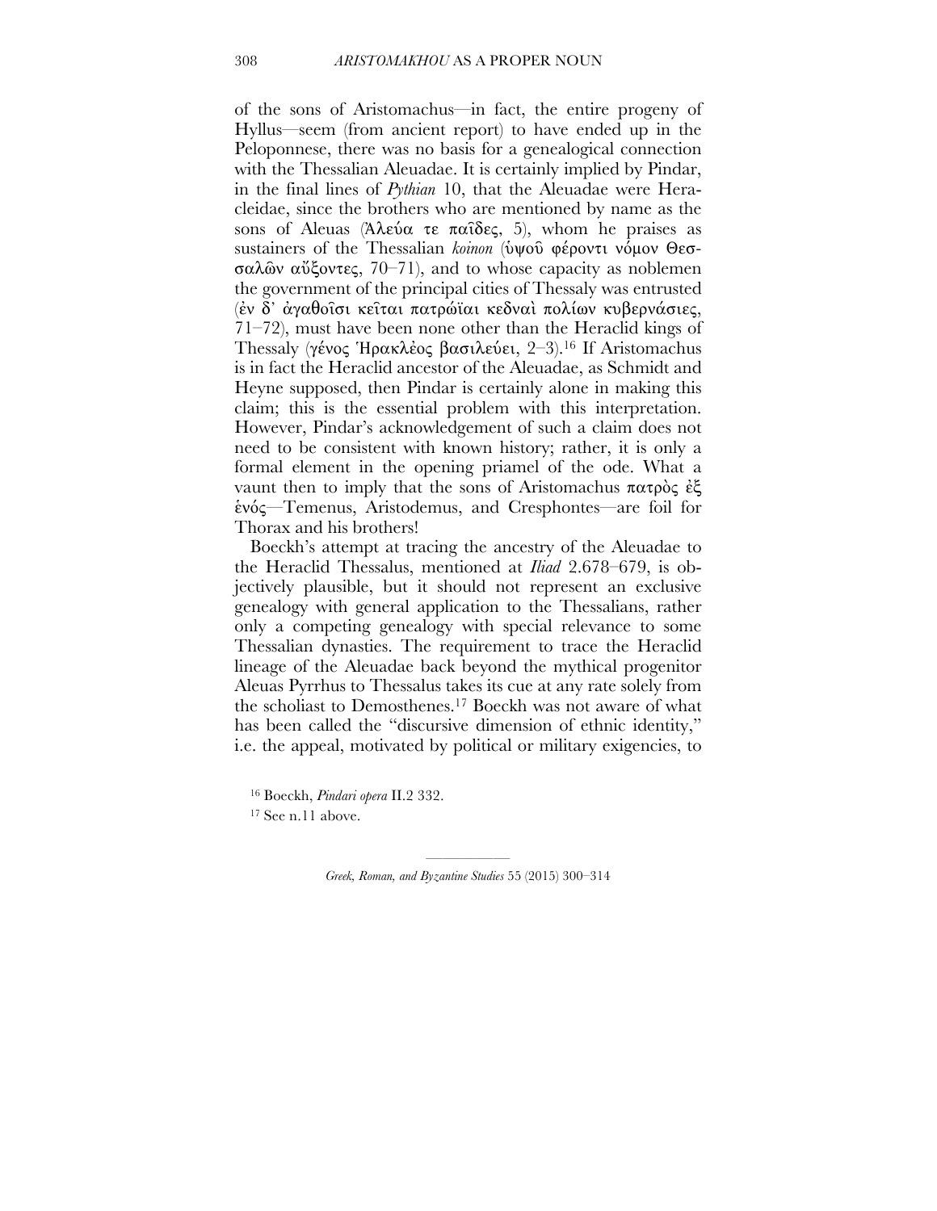of the sons of Aristomachus—in fact, the entire progeny of Hyllus—seem (from ancient report) to have ended up in the Peloponnese, there was no basis for a genealogical connection with the Thessalian Aleuadae. It is certainly implied by Pindar, in the final lines of *Pythian* 10, that the Aleuadae were Heracleidae, since the brothers who are mentioned by name as the sons of Aleuas (Ἀλεύα τε παῖδες, 5), whom he praises as sustainers of the Thessalian *koinon* (ὑψοῦ φέροντι νόμον Θεσσαλῶν αὔξοντες, 70–71), and to whose capacity as noblemen the government of the principal cities of Thessaly was entrusted (ἐν δ᾽ ἀγαθοῖσι κεῖται πατρώϊαι κεδναὶ πολίων κυβερνάσιες, 71–72), must have been none other than the Heraclid kings of Thessaly (γένος Ἡρακλέος βασιλεύει, 2–3).[16] If Aristomachus is in fact the Heraclid ancestor of the Aleuadae, as Schmidt and Heyne supposed, then Pindar is certainly alone in making this claim; this is the essential problem with this interpretation. However, Pindar's acknowledgement of such a claim does not need to be consistent with known history; rather, it is only a formal element in the opening priamel of the ode. What a vaunt then to imply that the sons of Aristomachus πατρὸς ἐξ ἑνός—Temenus, Aristodemus, and Cresphontes—are foil for Thorax and his brothers!

Boeckh's attempt at tracing the ancestry of the Aleuadae to the Heraclid Thessalus, mentioned at *Iliad* 2.678–679, is objectively plausible, but it should not represent an exclusive genealogy with general application to the Thessalians, rather only a competing genealogy with special relevance to some Thessalian dynasties. The requirement to trace the Heraclid lineage of the Aleuadae back beyond the mythical progenitor Aleuas Pyrrhus to Thessalus takes its cue at any rate solely from the scholiast to Demosthenes.[17] Boeckh was not aware of what has been called the "discursive dimension of ethnic identity," i.e. the appeal, motivated by political or military exigencies, to

[16] Boeckh, *Pindari opera* II.2 332.

[17] See n.11 above.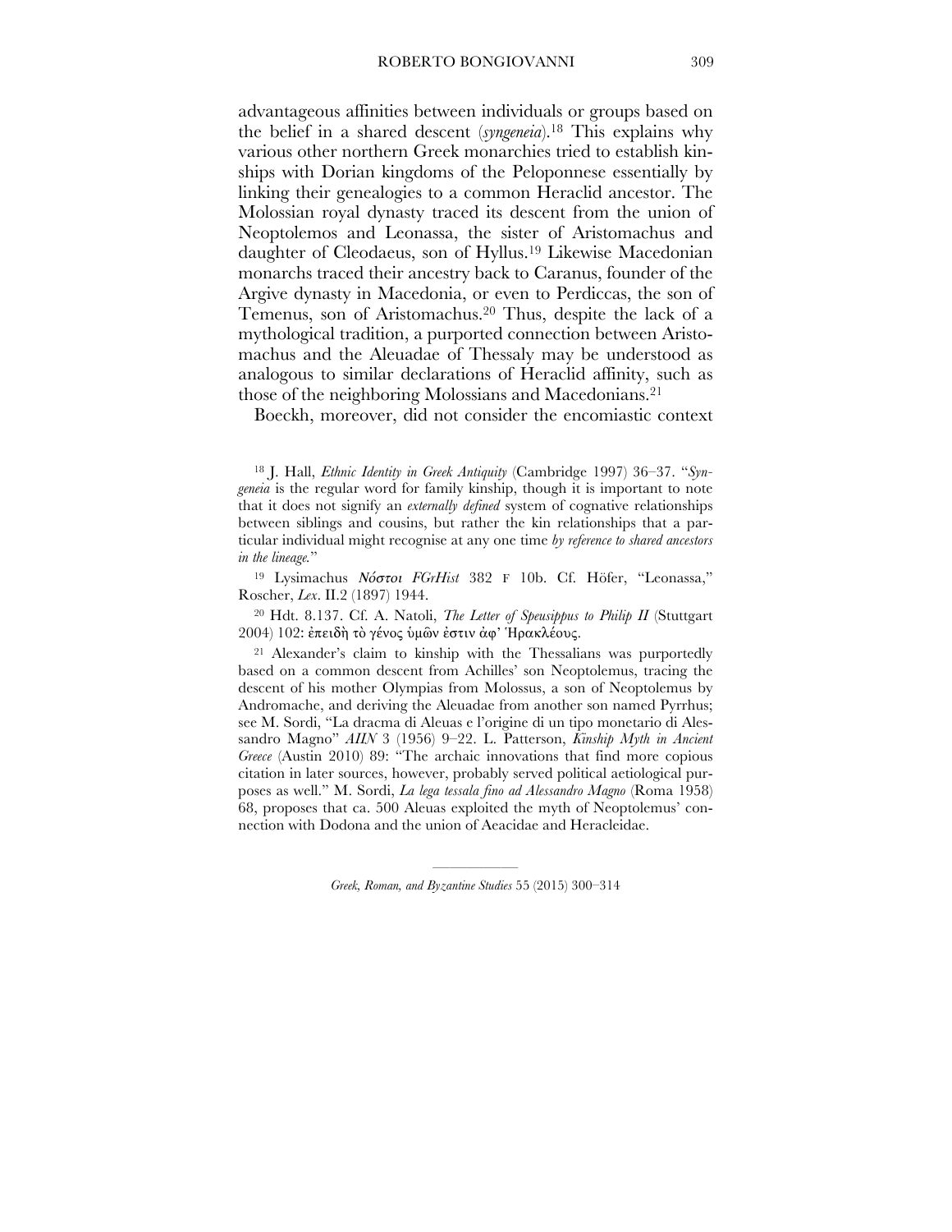advantageous affinities between individuals or groups based on the belief in a shared descent (*syngeneia*).[18] This explains why various other northern Greek monarchies tried to establish kinships with Dorian kingdoms of the Peloponnese essentially by linking their genealogies to a common Heraclid ancestor. The Molossian royal dynasty traced its descent from the union of Neoptolemos and Leonassa, the sister of Aristomachus and daughter of Cleodaeus, son of Hyllus.[19] Likewise Macedonian monarchs traced their ancestry back to Caranus, founder of the Argive dynasty in Macedonia, or even to Perdiccas, the son of Temenus, son of Aristomachus.[20] Thus, despite the lack of a mythological tradition, a purported connection between Aristomachus and the Aleuadae of Thessaly may be understood as analogous to similar declarations of Heraclid affinity, such as those of the neighboring Molossians and Macedonians.[21]

Boeckh, moreover, did not consider the encomiastic context

---

[18] J. Hall, *Ethnic Identity in Greek Antiquity* (Cambridge 1997) 36–37. "*Syngeneia* is the regular word for family kinship, though it is important to note that it does not signify an *externally defined* system of cognative relationships between siblings and cousins, but rather the kin relationships that a particular individual might recognise at any one time *by reference to shared ancestors in the lineage.*"

[19] Lysimachus *Νόστοι FGrHist* 382 F 10b. Cf. Höfer, "Leonassa," Roscher, *Lex*. II.2 (1897) 1944.

[20] Hdt. 8.137. Cf. A. Natoli, *The Letter of Speusippus to Philip II* (Stuttgart 2004) 102: ἐπειδὴ τὸ γένος ὑμῶν ἐστιν ἀφ' Ἡρακλέους.

[21] Alexander's claim to kinship with the Thessalians was purportedly based on a common descent from Achilles' son Neoptolemus, tracing the descent of his mother Olympias from Molossus, a son of Neoptolemus by Andromache, and deriving the Aleuadae from another son named Pyrrhus; see M. Sordi, "La dracma di Aleuas e l'origine di un tipo monetario di Alessandro Magno" *AIIN* 3 (1956) 9–22. L. Patterson, *Kinship Myth in Ancient Greece* (Austin 2010) 89: "The archaic innovations that find more copious citation in later sources, however, probably served political aetiological purposes as well." M. Sordi, *La lega tessala fino ad Alessandro Magno* (Roma 1958) 68, proposes that ca. 500 Aleuas exploited the myth of Neoptolemus' connection with Dodona and the union of Aeacidae and Heracleidae.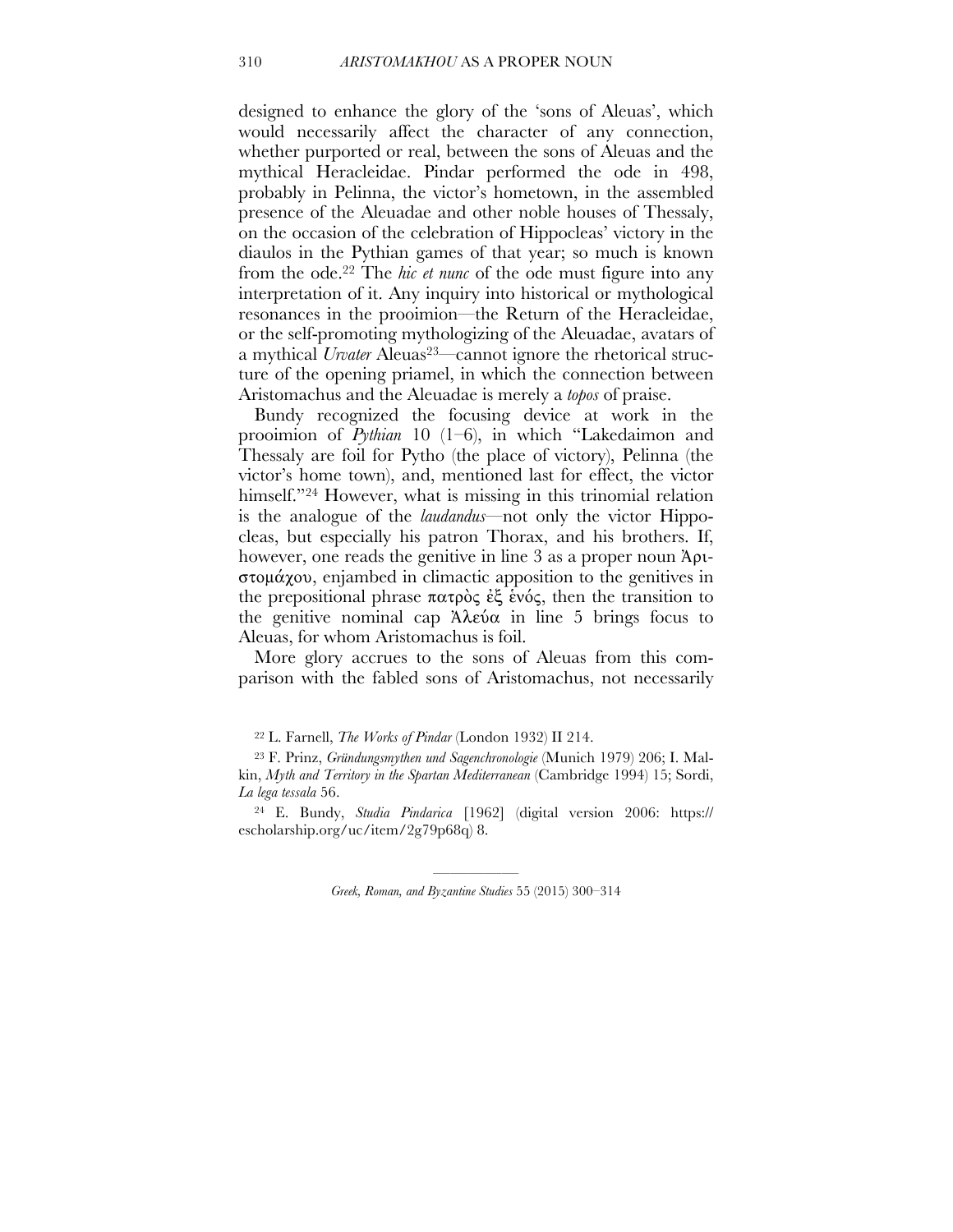designed to enhance the glory of the 'sons of Aleuas', which would necessarily affect the character of any connection, whether purported or real, between the sons of Aleuas and the mythical Heracleidae. Pindar performed the ode in 498, probably in Pelinna, the victor's hometown, in the assembled presence of the Aleuadae and other noble houses of Thessaly, on the occasion of the celebration of Hippocleas' victory in the diaulos in the Pythian games of that year; so much is known from the ode.[22] The *hic et nunc* of the ode must figure into any interpretation of it. Any inquiry into historical or mythological resonances in the prooimion—the Return of the Heracleidae, or the self-promoting mythologizing of the Aleuadae, avatars of a mythical *Urvater* Aleuas[23]—cannot ignore the rhetorical structure of the opening priamel, in which the connection between Aristomachus and the Aleuadae is merely a *topos* of praise.

Bundy recognized the focusing device at work in the prooimion of *Pythian* 10 (1–6), in which "Lakedaimon and Thessaly are foil for Pytho (the place of victory), Pelinna (the victor's home town), and, mentioned last for effect, the victor himself."[24] However, what is missing in this trinomial relation is the analogue of the *laudandus*—not only the victor Hippocleas, but especially his patron Thorax, and his brothers. If, however, one reads the genitive in line 3 as a proper noun Ἀριστομάχου, enjambed in climactic apposition to the genitives in the prepositional phrase πατρὸς ἐξ ἑνός, then the transition to the genitive nominal cap Ἀλεύα in line 5 brings focus to Aleuas, for whom Aristomachus is foil.

More glory accrues to the sons of Aleuas from this comparison with the fabled sons of Aristomachus, not necessarily

[22] L. Farnell, *The Works of Pindar* (London 1932) II 214.

[23] F. Prinz, *Gründungsmythen und Sagenchronologie* (Munich 1979) 206; I. Malkin, *Myth and Territory in the Spartan Mediterranean* (Cambridge 1994) 15; Sordi, *La lega tessala* 56.

[24] E. Bundy, *Studia Pindarica* [1962] (digital version 2006: https://escholarship.org/uc/item/2g79p68q) 8.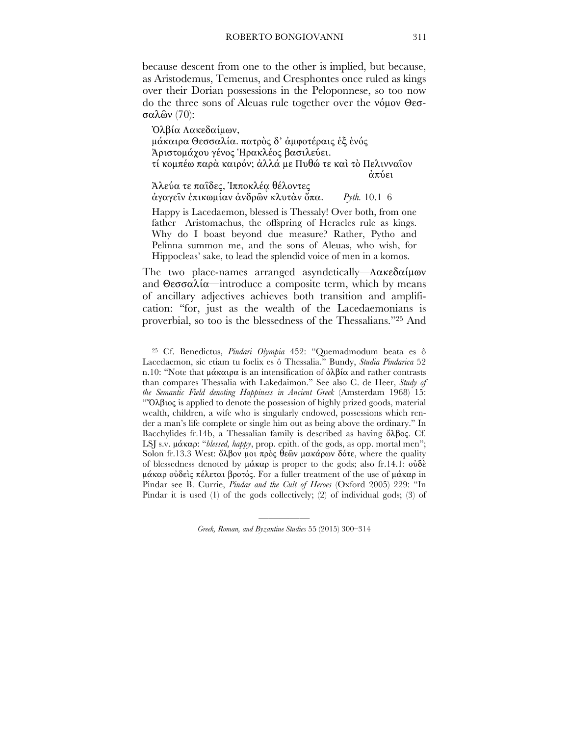because descent from one to the other is implied, but because, as Aristodemus, Temenus, and Cresphontes once ruled as kings over their Dorian possessions in the Peloponnese, so too now do the three sons of Aleuas rule together over the νόμον Θεσσαλῶν (70):

> Ὀλβία Λακεδαίμων,
> μάκαιρα Θεσσαλία. πατρὸς δ᾽ ἀμφοτέραις ἐξ ἑνός
> Ἀριστομάχου γένος Ἡρακλέος βασιλεύει.
> τί κομπέω παρὰ καιρόν; ἀλλά με Πυθώ τε καὶ τὸ Πελινναῖον ἀπύει
> Ἀλεύα τε παῖδες, Ἱπποκλέᾳ θέλοντες
> ἀγαγεῖν ἐπικωμίαν ἀνδρῶν κλυτὰν ὄπα. *Pyth.* 10.1–6
>
> Happy is Lacedaemon, blessed is Thessaly! Over both, from one father—Aristomachus, the offspring of Heracles rule as kings. Why do I boast beyond due measure? Rather, Pytho and Pelinna summon me, and the sons of Aleuas, who wish, for Hippocleas' sake, to lead the splendid voice of men in a komos.

The two place-names arranged asyndetically—Λακεδαίμων and Θεσσαλία—introduce a composite term, which by means of ancillary adjectives achieves both transition and amplification: "for, just as the wealth of the Lacedaemonians is proverbial, so too is the blessedness of the Thessalians."[25] And

[25] Cf. Benedictus, *Pindari Olympia* 452: "Quemadmodum beata es ô Lacedaemon, sic etiam tu foelix es ô Thessalia." Bundy, *Studia Pindarica* 52 n.10: "Note that μάκαιρα is an intensification of ὀλβία and rather contrasts than compares Thessalia with Lakedaimon." See also C. de Heer, *Study of the Semantic Field denoting Happiness in Ancient Greek* (Amsterdam 1968) 15: "Ὄλβιος is applied to denote the possession of highly prized goods, material wealth, children, a wife who is singularly endowed, possessions which render a man's life complete or single him out as being above the ordinary." In Bacchylides fr.14b, a Thessalian family is described as having ὄλβος. Cf. LSJ s.v. μάκαρ: "*blessed, happy*, prop. epith. of the gods, as opp. mortal men"; Solon fr.13.3 West: ὄλβον μοι πρὸς θεῶν μακάρων δότε, where the quality of blessedness denoted by μάκαρ is proper to the gods; also fr.14.1: οὐδὲ μάκαρ οὐδεὶς πέλεται βροτός. For a fuller treatment of the use of μάκαρ in Pindar see B. Currie, *Pindar and the Cult of Heroes* (Oxford 2005) 229: "In Pindar it is used (1) of the gods collectively; (2) of individual gods; (3) of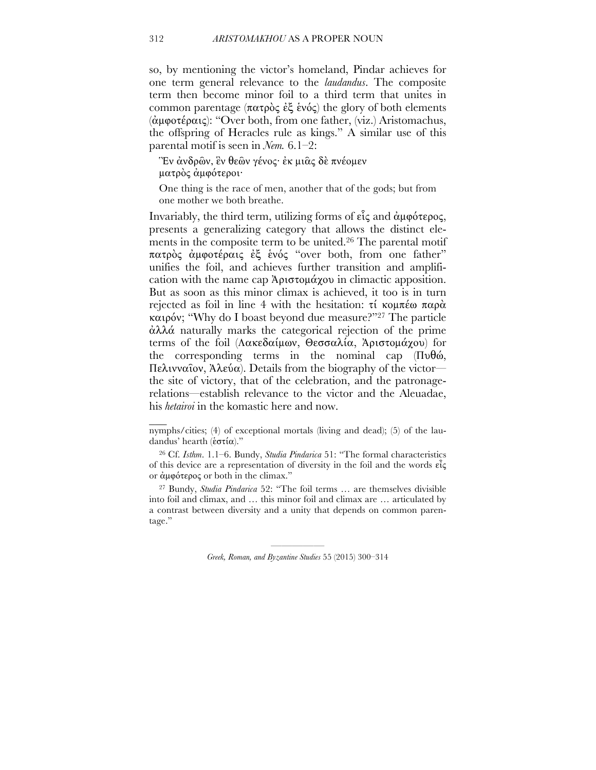so, by mentioning the victor's homeland, Pindar achieves for one term general relevance to the *laudandus*. The composite term then become minor foil to a third term that unites in common parentage (πατρὸς ἐξ ἑνός) the glory of both elements (ἀμφοτέραις): "Over both, from one father, (viz.) Aristomachus, the offspring of Heracles rule as kings." A similar use of this parental motif is seen in *Nem.* 6.1–2:

> Ἓν ἀνδρῶν, ἓν θεῶν γένος· ἐκ μιᾶς δὲ πνέομεν
> ματρὸς ἀμφότεροι·
>
> One thing is the race of men, another that of the gods; but from one mother we both breathe.

Invariably, the third term, utilizing forms of εἷς and ἀμφότερος, presents a generalizing category that allows the distinct elements in the composite term to be united.[26] The parental motif πατρὸς ἀμφοτέραις ἐξ ἑνός "over both, from one father" unifies the foil, and achieves further transition and amplification with the name cap Ἀριστομάχου in climactic apposition. But as soon as this minor climax is achieved, it too is in turn rejected as foil in line 4 with the hesitation: τί κομπέω παρὰ καιρόν; "Why do I boast beyond due measure?"[27] The particle ἀλλά naturally marks the categorical rejection of the prime terms of the foil (Λακεδαίμων, Θεσσαλία, Ἀριστομάχου) for the corresponding terms in the nominal cap (Πυθώ, Πελινναῖον, Ἀλεύα). Details from the biography of the victor—the site of victory, that of the celebration, and the patronage-relations—establish relevance to the victor and the Aleuadae, his *hetairoi* in the komastic here and now.

---

nymphs/cities; (4) of exceptional mortals (living and dead); (5) of the laudandus' hearth (ἑστία)."

[26] Cf. *Isthm*. 1.1–6. Bundy, *Studia Pindarica* 51: "The formal characteristics of this device are a representation of diversity in the foil and the words εἷς or ἀμφότερος or both in the climax."

[27] Bundy, *Studia Pindarica* 52: "The foil terms … are themselves divisible into foil and climax, and … this minor foil and climax are … articulated by a contrast between diversity and a unity that depends on common parentage."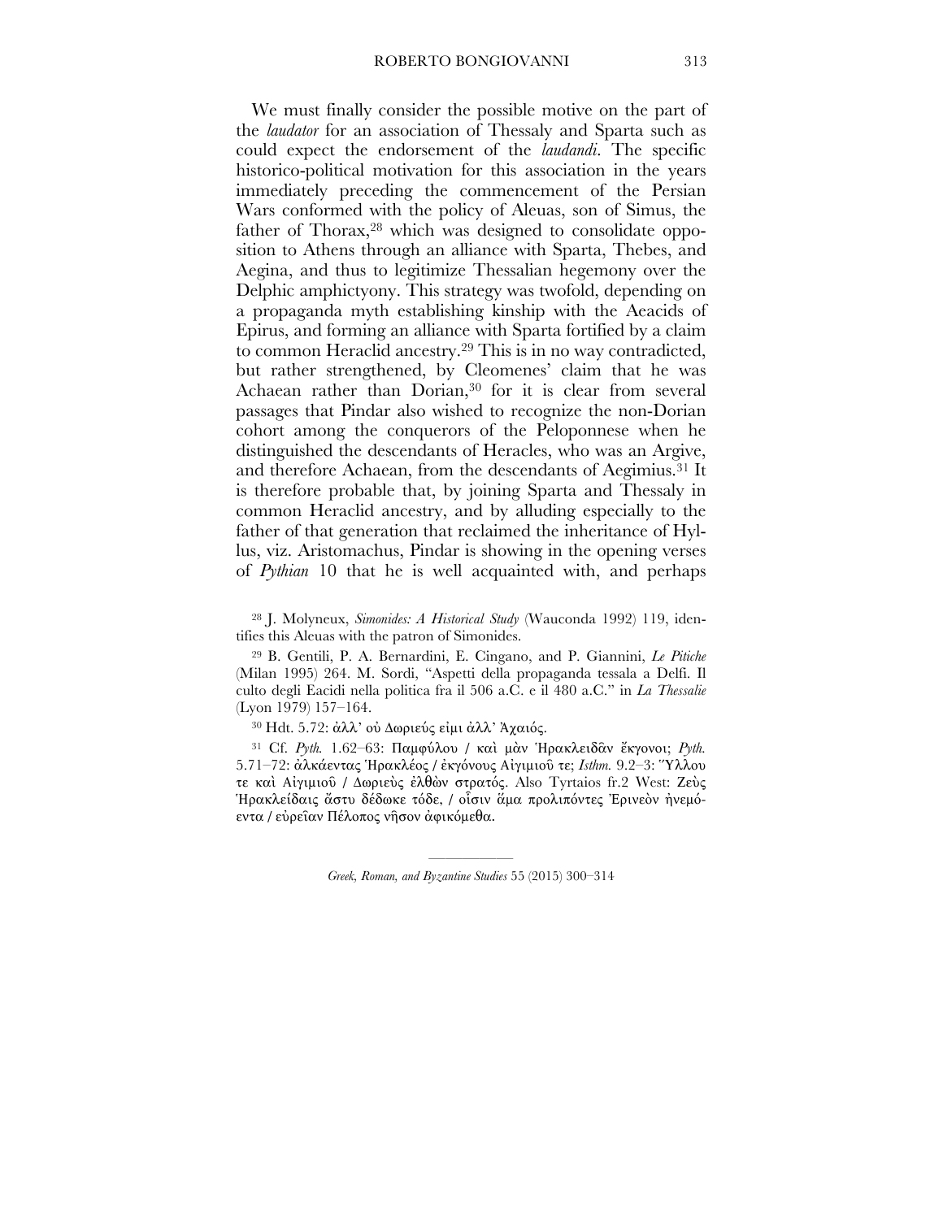We must finally consider the possible motive on the part of the *laudator* for an association of Thessaly and Sparta such as could expect the endorsement of the *laudandi*. The specific historico-political motivation for this association in the years immediately preceding the commencement of the Persian Wars conformed with the policy of Aleuas, son of Simus, the father of Thorax,[28] which was designed to consolidate opposition to Athens through an alliance with Sparta, Thebes, and Aegina, and thus to legitimize Thessalian hegemony over the Delphic amphictyony. This strategy was twofold, depending on a propaganda myth establishing kinship with the Aeacids of Epirus, and forming an alliance with Sparta fortified by a claim to common Heraclid ancestry.[29] This is in no way contradicted, but rather strengthened, by Cleomenes' claim that he was Achaean rather than Dorian,[30] for it is clear from several passages that Pindar also wished to recognize the non-Dorian cohort among the conquerors of the Peloponnese when he distinguished the descendants of Heracles, who was an Argive, and therefore Achaean, from the descendants of Aegimius.[31] It is therefore probable that, by joining Sparta and Thessaly in common Heraclid ancestry, and by alluding especially to the father of that generation that reclaimed the inheritance of Hyllus, viz. Aristomachus, Pindar is showing in the opening verses of *Pythian* 10 that he is well acquainted with, and perhaps

[28] J. Molyneux, *Simonides: A Historical Study* (Wauconda 1992) 119, identifies this Aleuas with the patron of Simonides.

[29] B. Gentili, P. A. Bernardini, E. Cingano, and P. Giannini, *Le Pitiche* (Milan 1995) 264. M. Sordi, "Aspetti della propaganda tessala a Delfi. Il culto degli Eacidi nella politica fra il 506 a.C. e il 480 a.C." in *La Thessalie* (Lyon 1979) 157–164.

[30] Hdt. 5.72: ἀλλ᾽ οὐ Δωριεύς εἰμι ἀλλ᾽ Ἀχαιός.

[31] Cf. *Pyth.* 1.62–63: Παμφύλου / καὶ μὰν Ἡρακλειδᾶν ἔκγονοι; *Pyth.* 5.71–72: ἀλκάεντας Ἡρακλέος / ἐκγόνους Αἰγιμιοῦ τε; *Isthm.* 9.2–3: Ὕλλου τε καὶ Αἰγιμιοῦ / Δωριεὺς ἐλθὼν στρατός. Also Tyrtaios fr.2 West: Ζεὺς Ἡρακλείδαις ἄστυ δέδωκε τόδε, / οἷσιν ἅμα προλιπόντες Ἐρινεὸν ἠνεμόεντα / εὐρεῖαν Πέλοπος νῆσον ἀφικόμεθα.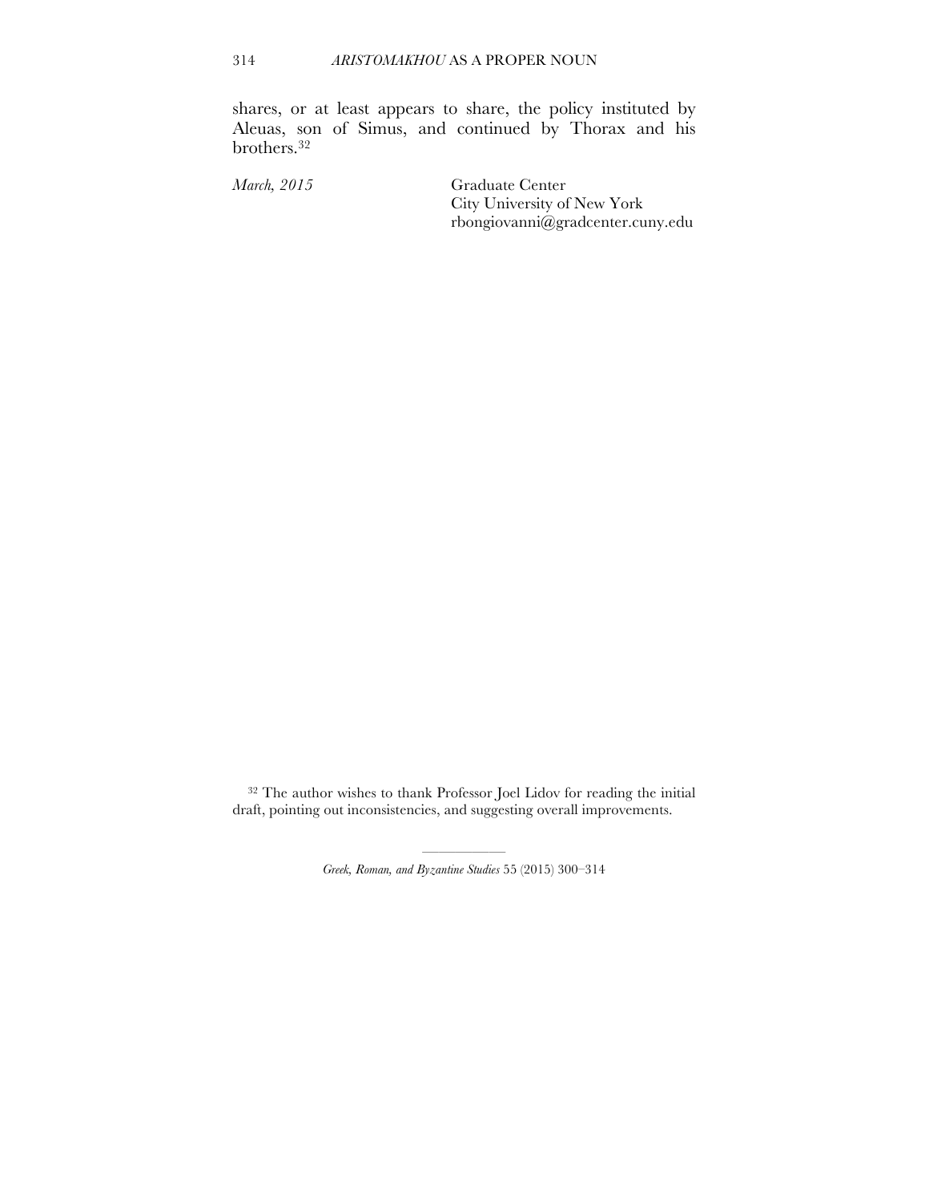shares, or at least appears to share, the policy instituted by Aleuas, son of Simus, and continued by Thorax and his brothers.[32]

*March, 2015*

Graduate Center
City University of New York
rbongiovanni@gradcenter.cuny.edu

[32] The author wishes to thank Professor Joel Lidov for reading the initial draft, pointing out inconsistencies, and suggesting overall improvements.